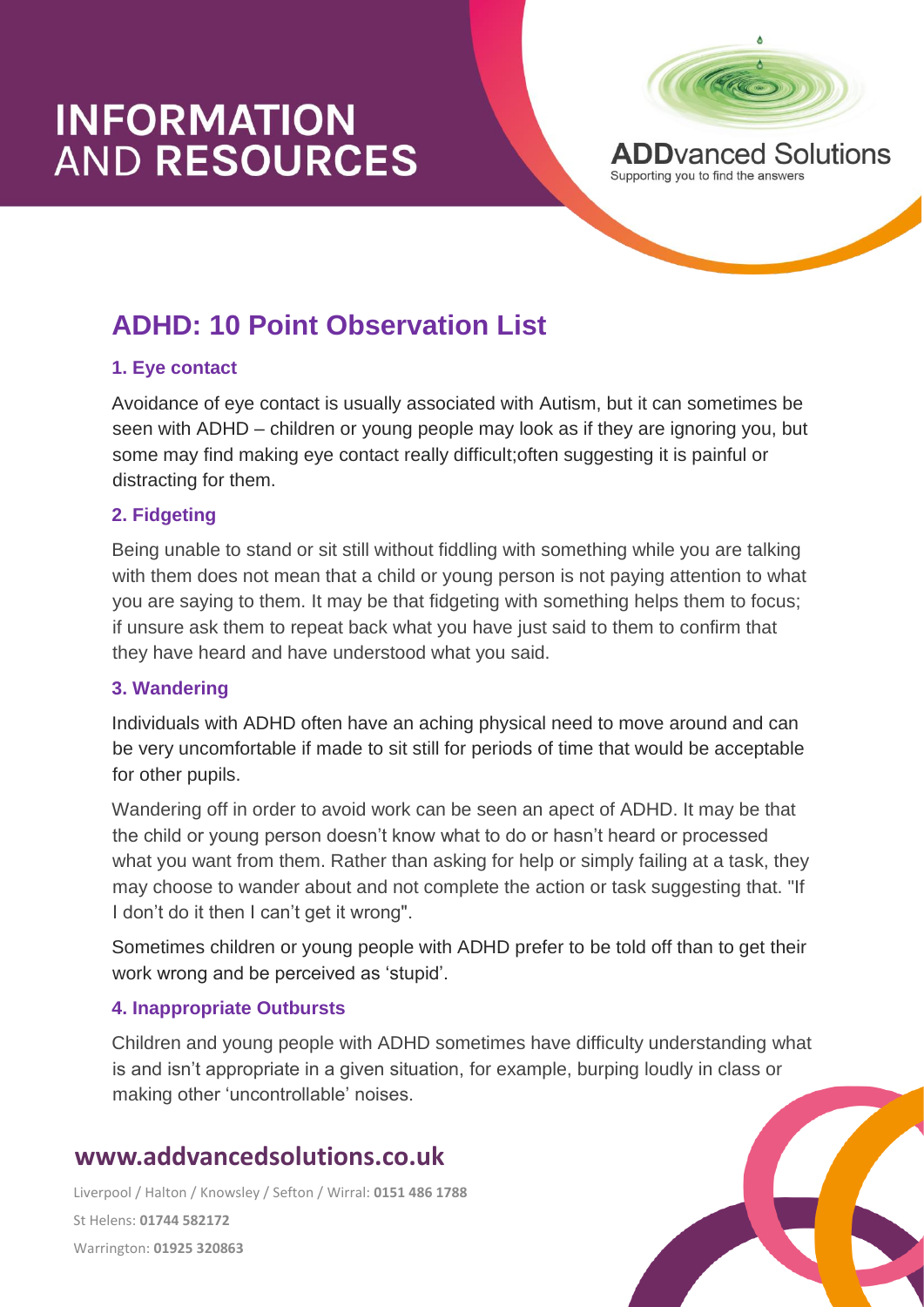# INFORMATION AND RESOURCES

**ADD**vanced Solutions

Supporting you to find the answers

## ADHD: 10 Point Observation List

### 1. Eye contact

Avoidance of eye contact is usually associated with Autism, but it can sometimes be seen with ADHD – children or young people may look as if they are ignoring you, but some may find making eye contact really difficult;often suggesting it is painful or distracting for them.

### 2. Fidgeting

Being unable to stand or sit still without fiddling with something while you are talking with them does not mean that a child or young person is not paying attention to what you are saying to them. It may be that fidgeting with something helps them to focus; if unsure ask them to repeat back what you have just said to them to confirm that they have heard and have understood what you said.

### 3. Wandering

Individuals with ADHD often have an aching physical need to move around and can be very uncomfortable if made to sit still for periods of time that would be acceptable for other pupils.

Wandering off in order to avoid work can be seen an apect of ADHD. It may be that the child or young person doesn't know what to do or hasn't heard or processed what you want from them. Rather than asking for help or simply failing at a task, they may choose to wander about and not complete the action or task suggesting that. "If I don't do it then I can't get it wrong".

Sometimes children or young people with ADHD prefer to be told off than to get their work wrong and be perceived as 'stupid'.

### 4. Inappropriate Outbursts

Children and young people with ADHD sometimes have difficulty understanding what is and isn't appropriate in a given situation, for example, burping loudly in class or making other 'uncontrollable' noises.

**www.addvancedsolutions.co.uk**

Liverpool / Halton / Knowsley / Sefton / Wirral: **0151 486 1788**

St Helens: **01744 582172**

Warrington: **01925 320863**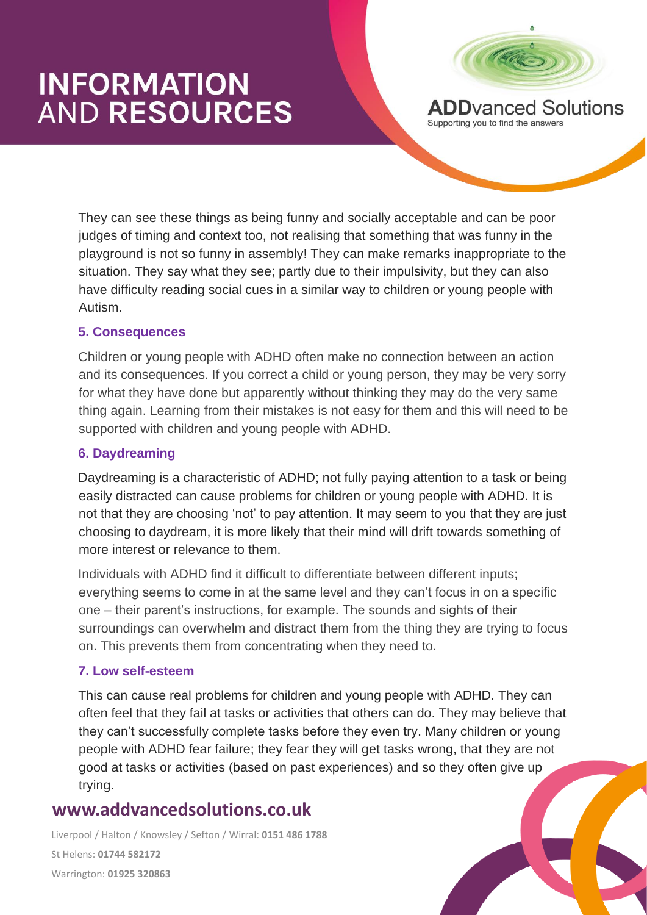They can see these things as being funny and socially acceptable and can be poor judges of timing and context too, not realising that something that was funny in the playground is not so funny in assembly! They can make remarks inappropriate to the situation. They say what they see; partly due to their impulsivity, but they can also have difficulty reading social cues in a similar way to children or young people with Autism.

### 5. Consequences

Children or young people with ADHD often make no connection between an action and its consequences. If you correct a child or young person, they may be very sorry for what they have done but apparently without thinking they may do the very same thing again. Learning from their mistakes is not easy for them and this will need to be supported with children and young people with ADHD.

### 6. Daydreaming

Daydreaming is a characteristic of ADHD; not fully paying attention to a task or being easily distracted can cause problems for children or young people with ADHD. It is not that they are choosing 'not' to pay attention. It may seem to you that they are just choosing to daydream, it is more likely that their mind will drift towards something of more interest or relevance to them.

Individuals with ADHD find it difficult to differentiate between different inputs; everything seems to come in at the same level and they can't focus in on a specific one – their parent's instructions, for example. The sounds and sights of their surroundings can overwhelm and distract them from the thing they are trying to focus on. This prevents them from concentrating when they need to.

### 7. Low self-esteem

This can cause real problems for children and young people with ADHD. They can often feel that they fail at tasks or activities that others can do. They may believe that they can't successfully complete tasks before they even try. Many children or young people with ADHD fear failure; they fear they will get tasks wrong, that they are not good at tasks or activities (based on past experiences) and so they often give up trying.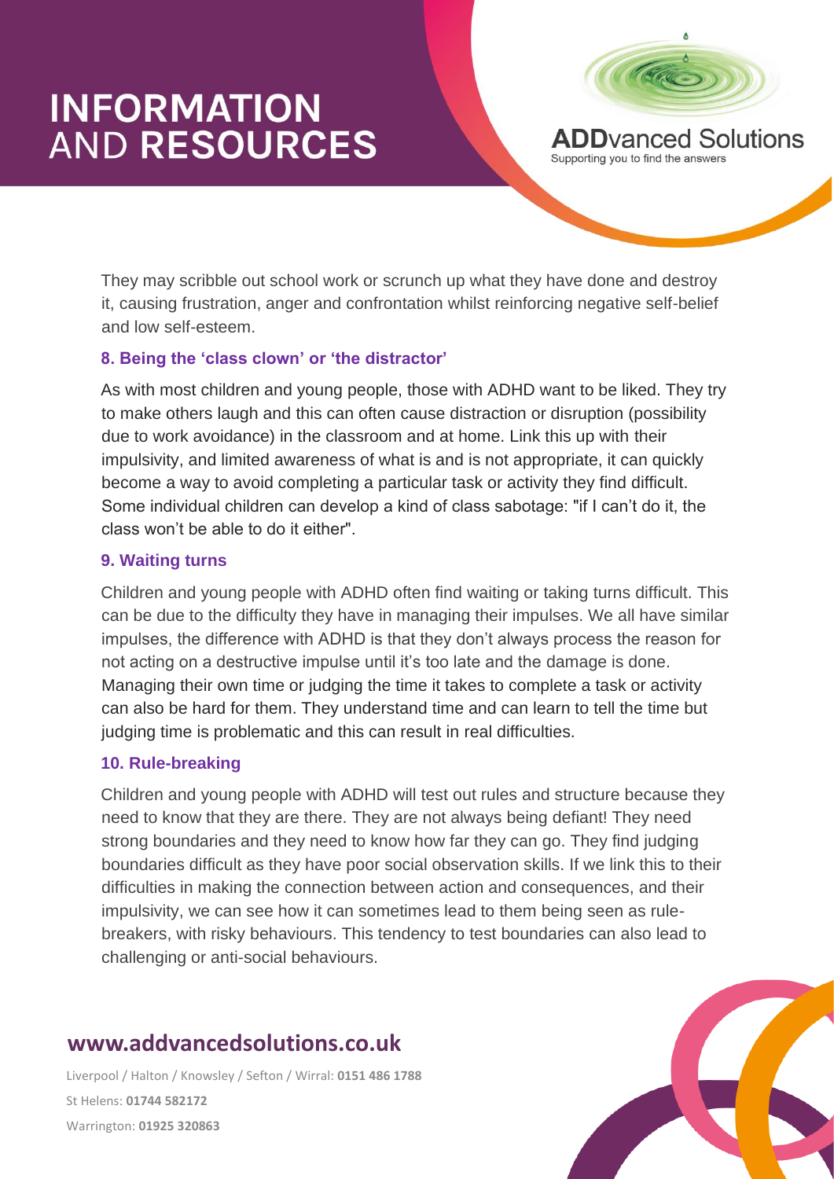They may scribble out school work or scrunch up what they have done and destroy it, causing frustration, anger and confrontation whilst reinforcing negative self-belief and low self-esteem.

### 8. Being the 'class clown' or 'the distractor'

As with most children and young people, those with ADHD want to be liked. They try to make others laugh and this can often cause distraction or disruption (possibility due to work avoidance) in the classroom and at home. Link this up with their impulsivity, and limited awareness of what is and is not appropriate, it can quickly become a way to avoid completing a particular task or activity they find difficult. Some individual children can develop a kind of class sabotage: "if I can't do it, the class won't be able to do it either".

### 9. Waiting turns

Children and young people with ADHD often find waiting or taking turns difficult. This can be due to the difficulty they have in managing their impulses. We all have similar impulses, the difference with ADHD is that they don't always process the reason for not acting on a destructive impulse until it's too late and the damage is done. Managing their own time or judging the time it takes to complete a task or activity can also be hard for them. They understand time and can learn to tell the time but judging time is problematic and this can result in real difficulties.

### 10. Rule-breaking

Children and young people with ADHD will test out rules and structure because they need to know that they are there. They are not always being defiant! They need strong boundaries and they need to know how far they can go. They find judging boundaries difficult as they have poor social observation skills. If we link this to their difficulties in making the connection between action and consequences, and their impulsivity, we can see how it can sometimes lead to them being seen as rule-breakers, with risky behaviours. This tendency to test boundaries can also lead to challenging or anti-social behaviours.

**www.addvancedsolutions.co.uk**

Liverpool / Halton / Knowsley / Sefton / Wirral: **0151 486 1788**
St Helens: **01744 582172**
Warrington: **01925 320863**